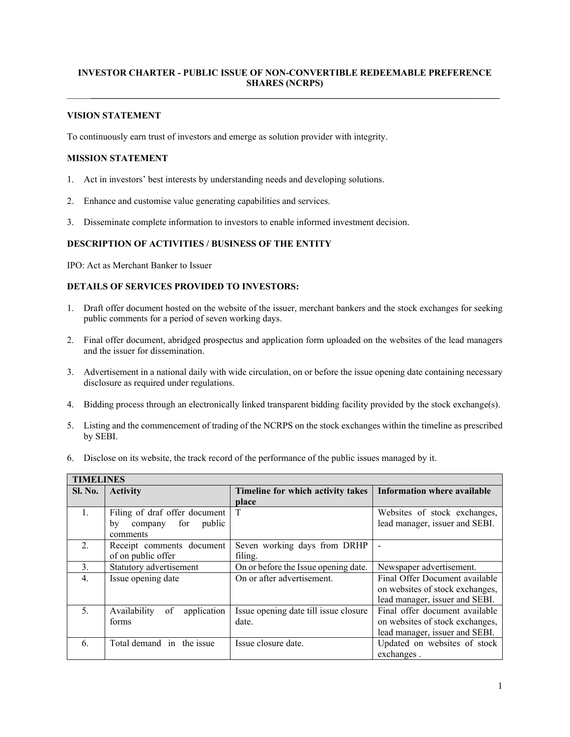# INVESTOR CHARTER - PUBLIC ISSUE OF NON-CONVERTIBLE REDEEMABLE PREFERENCE SHARES (NCRPS)

## VISION STATEMENT

To continuously earn trust of investors and emerge as solution provider with integrity.

## MISSION STATEMENT

1. Act in investors' best interests by understanding needs and developing solutions.
2. Enhance and customise value generating capabilities and services.
3. Disseminate complete information to investors to enable informed investment decision.

## DESCRIPTION OF ACTIVITIES / BUSINESS OF THE ENTITY

IPO: Act as Merchant Banker to Issuer

## DETAILS OF SERVICES PROVIDED TO INVESTORS:

1. Draft offer document hosted on the website of the issuer, merchant bankers and the stock exchanges for seeking public comments for a period of seven working days.
2. Final offer document, abridged prospectus and application form uploaded on the websites of the lead managers and the issuer for dissemination.
3. Advertisement in a national daily with wide circulation, on or before the issue opening date containing necessary disclosure as required under regulations.
4. Bidding process through an electronically linked transparent bidding facility provided by the stock exchange(s).
5. Listing and the commencement of trading of the NCRPS on the stock exchanges within the timeline as prescribed by SEBI.
6. Disclose on its website, the track record of the performance of the public issues managed by it.

| TIMELINES | | | |
|---|---|---|---|
| **Sl. No.** | **Activity** | **Timeline for which activity takes place** | **Information where available** |
| 1. | Filing of draf offer document by company for public comments | T | Websites of stock exchanges, lead manager, issuer and SEBI. |
| 2. | Receipt comments document of on public offer | Seven working days from DRHP filing. | - |
| 3. | Statutory advertisement | On or before the Issue opening date. | Newspaper advertisement. |
| 4. | Issue opening date | On or after advertisement. | Final Offer Document available on websites of stock exchanges, lead manager, issuer and SEBI. |
| 5. | Availability of application forms | Issue opening date till issue closure date. | Final offer document available on websites of stock exchanges, lead manager, issuer and SEBI. |
| 6. | Total demand in the issue | Issue closure date. | Updated on websites of stock exchanges . |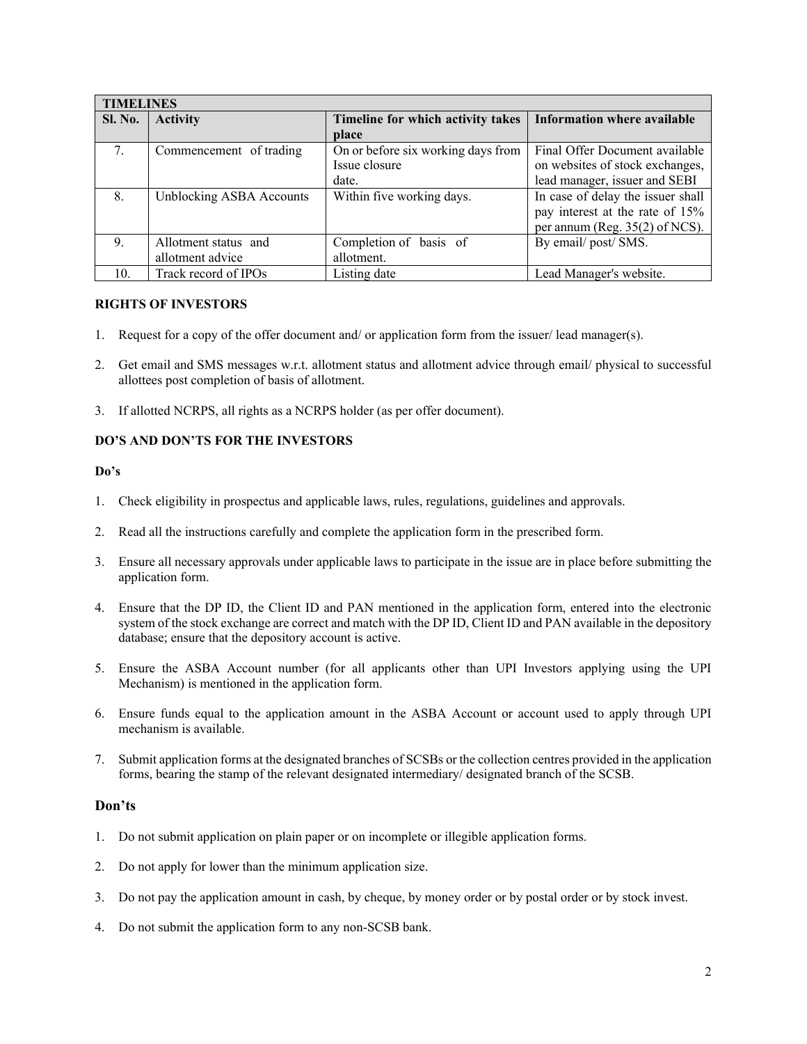| TIMELINES | | | |
|---|---|---|---|
| Sl. No. | Activity | Timeline for which activity takes place | Information where available |
| 7. | Commencement of trading | On or before six working days from Issue closure date. | Final Offer Document available on websites of stock exchanges, lead manager, issuer and SEBI |
| 8. | Unblocking ASBA Accounts | Within five working days. | In case of delay the issuer shall pay interest at the rate of 15% per annum (Reg. 35(2) of NCS). |
| 9. | Allotment status and allotment advice | Completion of basis of allotment. | By email/ post/ SMS. |
| 10. | Track record of IPOs | Listing date | Lead Manager's website. |

**RIGHTS OF INVESTORS**

1. Request for a copy of the offer document and/ or application form from the issuer/ lead manager(s).
2. Get email and SMS messages w.r.t. allotment status and allotment advice through email/ physical to successful allottees post completion of basis of allotment.
3. If allotted NCRPS, all rights as a NCRPS holder (as per offer document).

**DO'S AND DON'TS FOR THE INVESTORS**

**Do's**

1. Check eligibility in prospectus and applicable laws, rules, regulations, guidelines and approvals.
2. Read all the instructions carefully and complete the application form in the prescribed form.
3. Ensure all necessary approvals under applicable laws to participate in the issue are in place before submitting the application form.
4. Ensure that the DP ID, the Client ID and PAN mentioned in the application form, entered into the electronic system of the stock exchange are correct and match with the DP ID, Client ID and PAN available in the depository database; ensure that the depository account is active.
5. Ensure the ASBA Account number (for all applicants other than UPI Investors applying using the UPI Mechanism) is mentioned in the application form.
6. Ensure funds equal to the application amount in the ASBA Account or account used to apply through UPI mechanism is available.
7. Submit application forms at the designated branches of SCSBs or the collection centres provided in the application forms, bearing the stamp of the relevant designated intermediary/ designated branch of the SCSB.

**Don'ts**

1. Do not submit application on plain paper or on incomplete or illegible application forms.
2. Do not apply for lower than the minimum application size.
3. Do not pay the application amount in cash, by cheque, by money order or by postal order or by stock invest.
4. Do not submit the application form to any non-SCSB bank.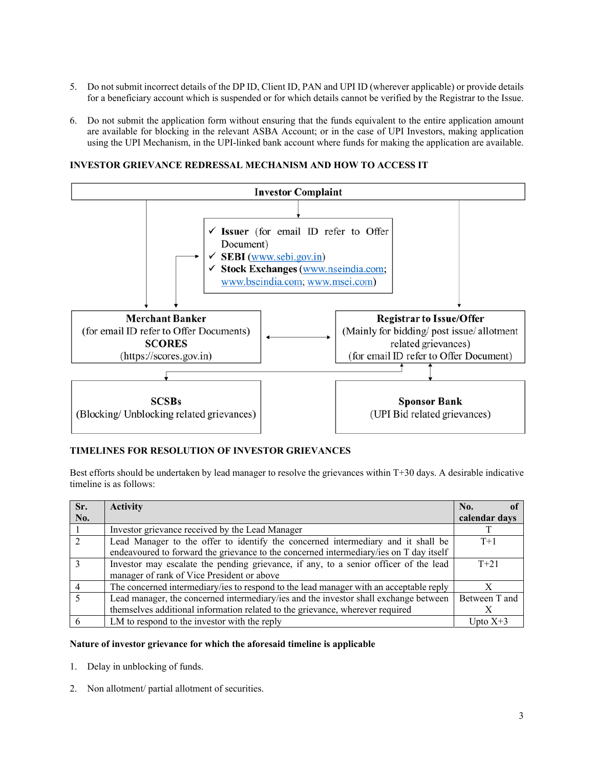5. Do not submit incorrect details of the DP ID, Client ID, PAN and UPI ID (wherever applicable) or provide details for a beneficiary account which is suspended or for which details cannot be verified by the Registrar to the Issue.

6. Do not submit the application form without ensuring that the funds equivalent to the entire application amount are available for blocking in the relevant ASBA Account; or in the case of UPI Investors, making application using the UPI Mechanism, in the UPI-linked bank account where funds for making the application are available.

**INVESTOR GRIEVANCE REDRESSAL MECHANISM AND HOW TO ACCESS IT**

**Investor Complaint**

- ✓ **Issuer** (for email ID refer to Offer Document)
- ✓ **SEBI** (www.sebi.gov.in)
- ✓ **Stock Exchanges** (www.nseindia.com; www.bseindia.com; www.msei.com)

**Merchant Banker**
(for email ID refer to Offer Documents)
**SCORES**
(https://scores.gov.in)

**Registrar to Issue/Offer**
(Mainly for bidding/ post issue/ allotment related grievances)
(for email ID refer to Offer Document)

**SCSBs**
(Blocking/ Unblocking related grievances)

**Sponsor Bank**
(UPI Bid related grievances)

**TIMELINES FOR RESOLUTION OF INVESTOR GRIEVANCES**

Best efforts should be undertaken by lead manager to resolve the grievances within T+30 days. A desirable indicative timeline is as follows:

| Sr. No. | Activity | No. of calendar days |
|---|---|---|
| 1 | Investor grievance received by the Lead Manager | T |
| 2 | Lead Manager to the offer to identify the concerned intermediary and it shall be endeavoured to forward the grievance to the concerned intermediary/ies on T day itself | T+1 |
| 3 | Investor may escalate the pending grievance, if any, to a senior officer of the lead manager of rank of Vice President or above | T+21 |
| 4 | The concerned intermediary/ies to respond to the lead manager with an acceptable reply | X |
| 5 | Lead manager, the concerned intermediary/ies and the investor shall exchange between themselves additional information related to the grievance, wherever required | Between T and X |
| 6 | LM to respond to the investor with the reply | Upto X+3 |

**Nature of investor grievance for which the aforesaid timeline is applicable**

1. Delay in unblocking of funds.

2. Non allotment/ partial allotment of securities.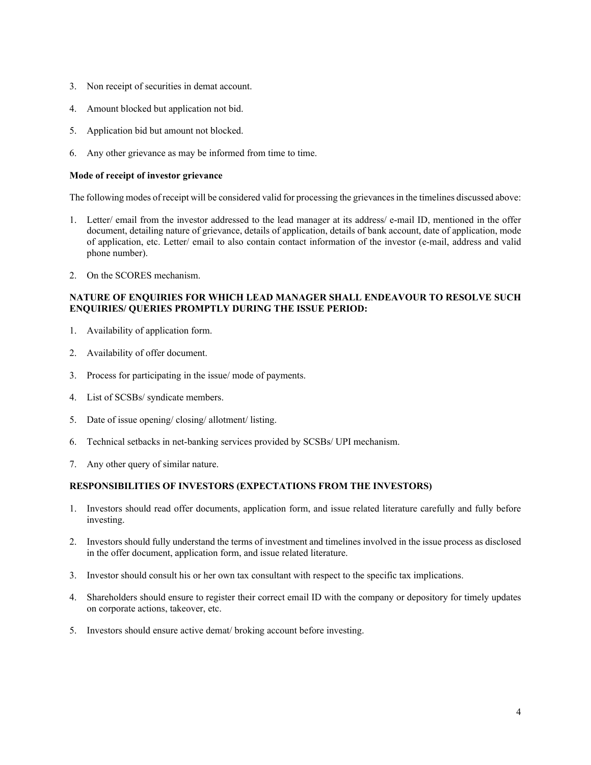3. Non receipt of securities in demat account.
4. Amount blocked but application not bid.
5. Application bid but amount not blocked.
6. Any other grievance as may be informed from time to time.

**Mode of receipt of investor grievance**

The following modes of receipt will be considered valid for processing the grievances in the timelines discussed above:

1. Letter/ email from the investor addressed to the lead manager at its address/ e-mail ID, mentioned in the offer document, detailing nature of grievance, details of application, details of bank account, date of application, mode of application, etc. Letter/ email to also contain contact information of the investor (e-mail, address and valid phone number).
2. On the SCORES mechanism.

**NATURE OF ENQUIRIES FOR WHICH LEAD MANAGER SHALL ENDEAVOUR TO RESOLVE SUCH ENQUIRIES/ QUERIES PROMPTLY DURING THE ISSUE PERIOD:**

1. Availability of application form.
2. Availability of offer document.
3. Process for participating in the issue/ mode of payments.
4. List of SCSBs/ syndicate members.
5. Date of issue opening/ closing/ allotment/ listing.
6. Technical setbacks in net-banking services provided by SCSBs/ UPI mechanism.
7. Any other query of similar nature.

**RESPONSIBILITIES OF INVESTORS (EXPECTATIONS FROM THE INVESTORS)**

1. Investors should read offer documents, application form, and issue related literature carefully and fully before investing.
2. Investors should fully understand the terms of investment and timelines involved in the issue process as disclosed in the offer document, application form, and issue related literature.
3. Investor should consult his or her own tax consultant with respect to the specific tax implications.
4. Shareholders should ensure to register their correct email ID with the company or depository for timely updates on corporate actions, takeover, etc.
5. Investors should ensure active demat/ broking account before investing.